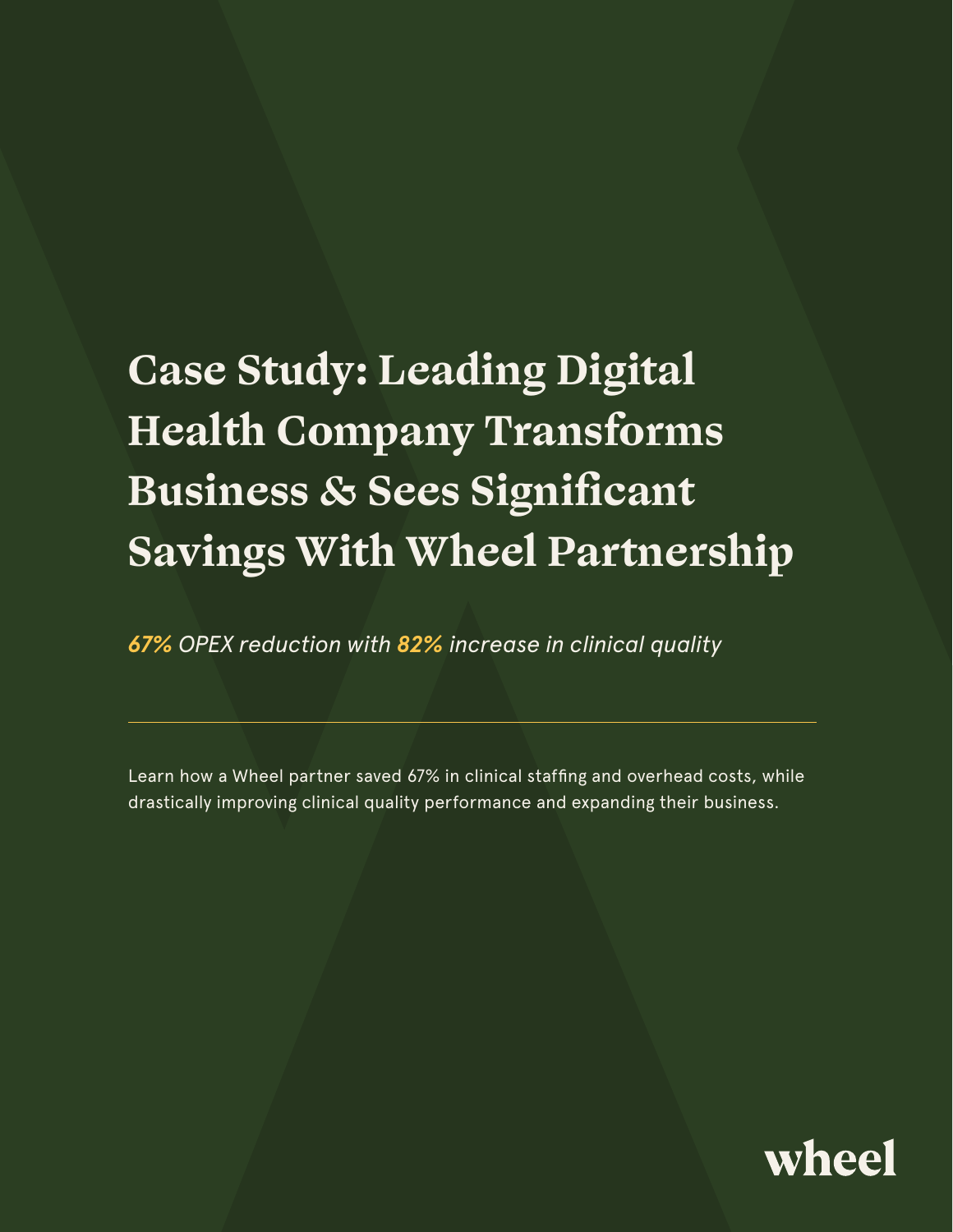# Case Study: Leading Digital Health Company Transforms Business & Sees Significant Savings With Wheel Partnership

*67% OPEX reduction with 82% increase in clinical quality*

---

Learn how a Wheel partner saved 67% in clinical staffing and overhead costs, while drastically improving clinical quality performance and expanding their business.

wheel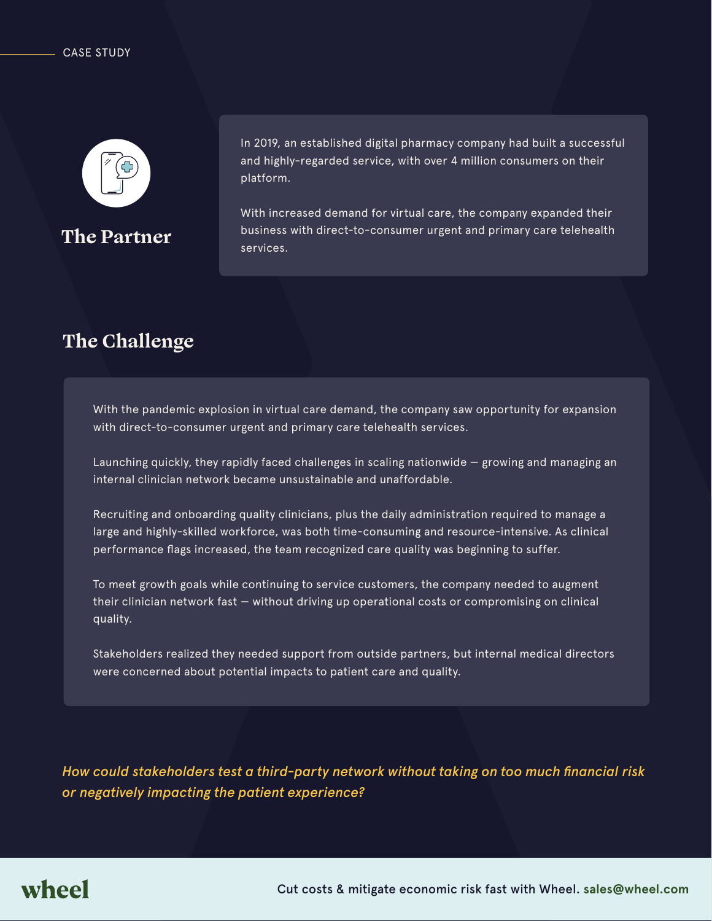CASE STUDY

## The Partner

In 2019, an established digital pharmacy company had built a successful and highly-regarded service, with over 4 million consumers on their platform.

With increased demand for virtual care, the company expanded their business with direct-to-consumer urgent and primary care telehealth services.

## The Challenge

With the pandemic explosion in virtual care demand, the company saw opportunity for expansion with direct-to-consumer urgent and primary care telehealth services.

Launching quickly, they rapidly faced challenges in scaling nationwide — growing and managing an internal clinician network became unsustainable and unaffordable.

Recruiting and onboarding quality clinicians, plus the daily administration required to manage a large and highly-skilled workforce, was both time-consuming and resource-intensive. As clinical performance flags increased, the team recognized care quality was beginning to suffer.

To meet growth goals while continuing to service customers, the company needed to augment their clinician network fast — without driving up operational costs or compromising on clinical quality.

Stakeholders realized they needed support from outside partners, but internal medical directors were concerned about potential impacts to patient care and quality.

*How could stakeholders test a third-party network without taking on too much financial risk or negatively impacting the patient experience?*

wheel

Cut costs & mitigate economic risk fast with Wheel. **sales@wheel.com**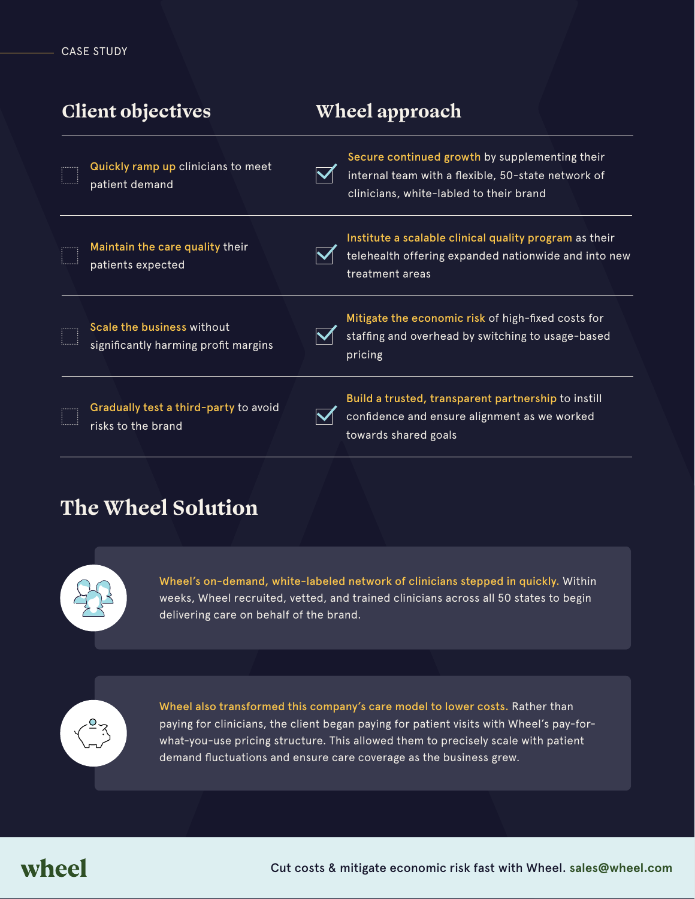CASE STUDY

| Client objectives | Wheel approach |
| --- | --- |
| **Quickly ramp up** clinicians to meet patient demand | **Secure continued growth** by supplementing their internal team with a flexible, 50-state network of clinicians, white-labled to their brand |
| **Maintain the care quality** their patients expected | **Institute a scalable clinical quality program** as their telehealth offering expanded nationwide and into new treatment areas |
| **Scale the business** without significantly harming profit margins | **Mitigate the economic risk** of high-fixed costs for staffing and overhead by switching to usage-based pricing |
| **Gradually test a third-party** to avoid risks to the brand | **Build a trusted, transparent partnership** to instill confidence and ensure alignment as we worked towards shared goals |

## The Wheel Solution

**Wheel's on-demand, white-labeled network of clinicians stepped in quickly.** Within weeks, Wheel recruited, vetted, and trained clinicians across all 50 states to begin delivering care on behalf of the brand.

**Wheel also transformed this company's care model to lower costs.** Rather than paying for clinicians, the client began paying for patient visits with Wheel's pay-for-what-you-use pricing structure. This allowed them to precisely scale with patient demand fluctuations and ensure care coverage as the business grew.

wheel

Cut costs & mitigate economic risk fast with Wheel. sales@wheel.com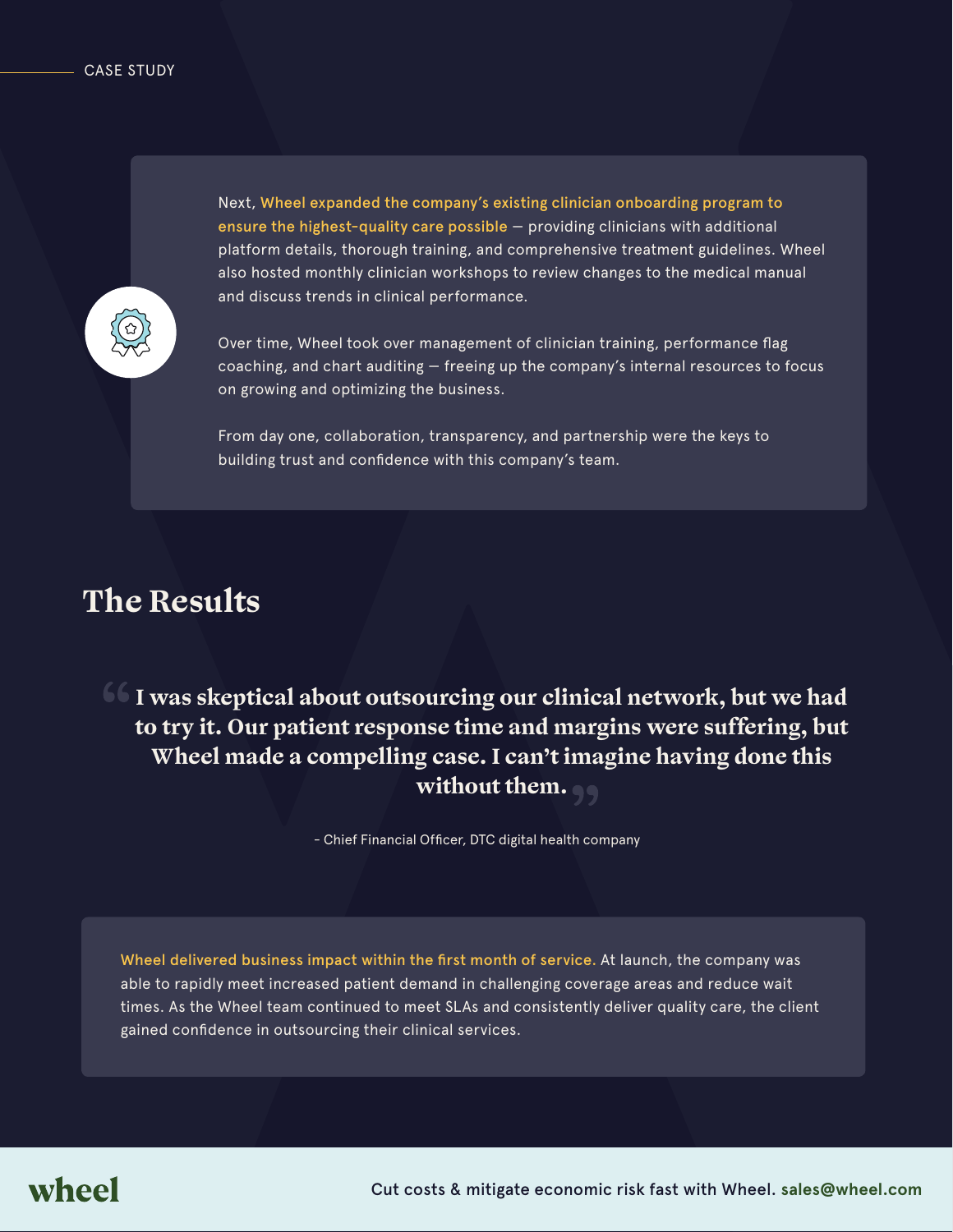Next, **Wheel expanded the company's existing clinician onboarding program to ensure the highest-quality care possible** — providing clinicians with additional platform details, thorough training, and comprehensive treatment guidelines. Wheel also hosted monthly clinician workshops to review changes to the medical manual and discuss trends in clinical performance.

Over time, Wheel took over management of clinician training, performance flag coaching, and chart auditing — freeing up the company's internal resources to focus on growing and optimizing the business.

From day one, collaboration, transparency, and partnership were the keys to building trust and confidence with this company's team.

## The Results

> **"I was skeptical about outsourcing our clinical network, but we had to try it. Our patient response time and margins were suffering, but Wheel made a compelling case. I can't imagine having done this without them."**
>
> - Chief Financial Officer, DTC digital health company

**Wheel delivered business impact within the first month of service.** At launch, the company was able to rapidly meet increased patient demand in challenging coverage areas and reduce wait times. As the Wheel team continued to meet SLAs and consistently deliver quality care, the client gained confidence in outsourcing their clinical services.

wheel

Cut costs & mitigate economic risk fast with Wheel. sales@wheel.com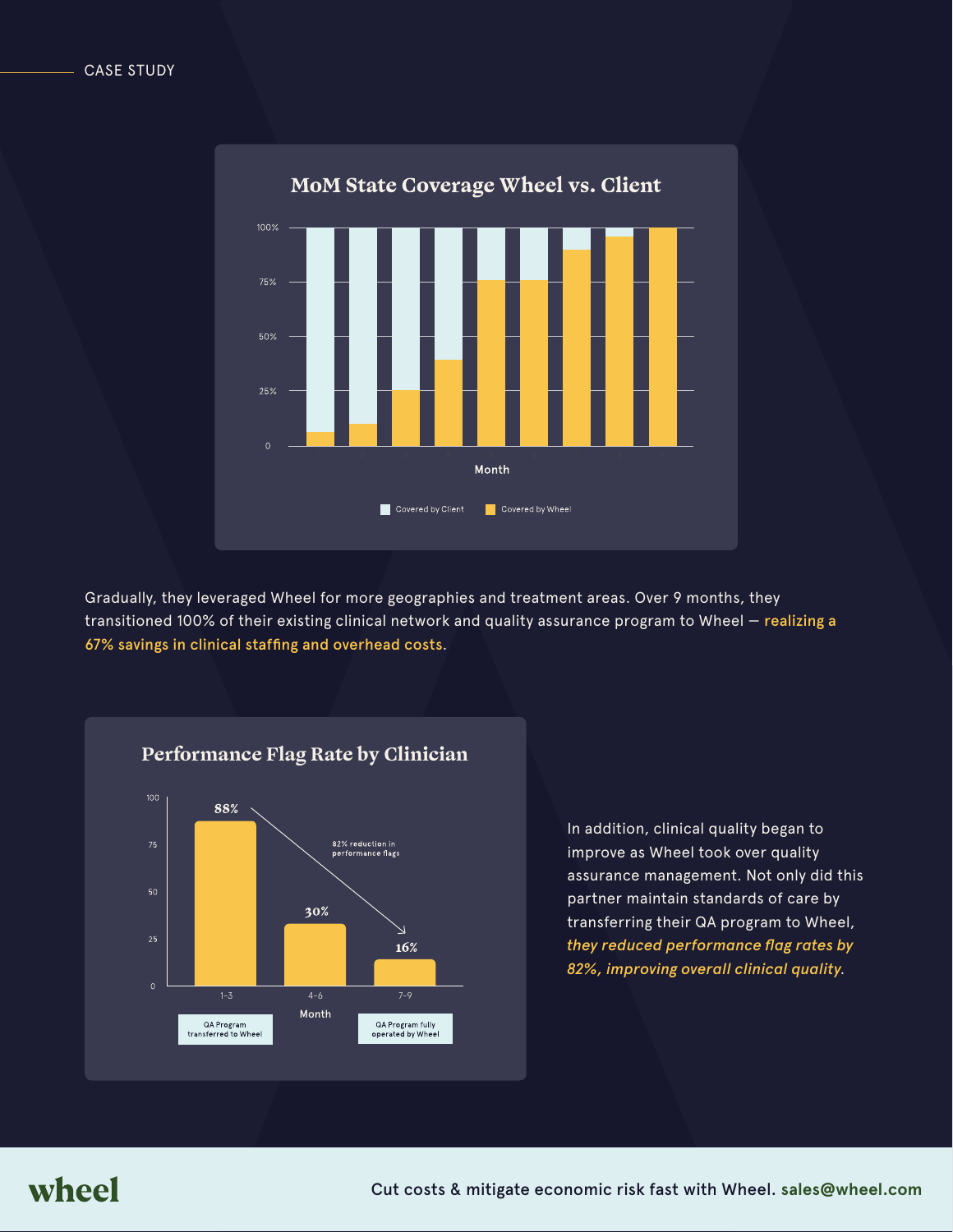CASE STUDY

### MoM State Coverage Wheel vs. Client

100%
75%
50%
25%
0

Month

Covered by Client · Covered by Wheel

Gradually, they leveraged Wheel for more geographies and treatment areas. Over 9 months, they transitioned 100% of their existing clinical network and quality assurance program to Wheel — **realizing a 67% savings in clinical staffing and overhead costs**.

### Performance Flag Rate by Clinician

| Month | Performance Flag Rate |
|---|---|
| 1-3 | 88% |
| 4-6 | 30% |
| 7-9 | 16% |

82% reduction in performance flags

1-3: QA Program transferred to Wheel

7-9: QA Program fully operated by Wheel

In addition, clinical quality began to improve as Wheel took over quality assurance management. Not only did this partner maintain standards of care by transferring their QA program to Wheel, ***they reduced performance flag rates by 82%, improving overall clinical quality***.

wheel

Cut costs & mitigate economic risk fast with Wheel. **sales@wheel.com**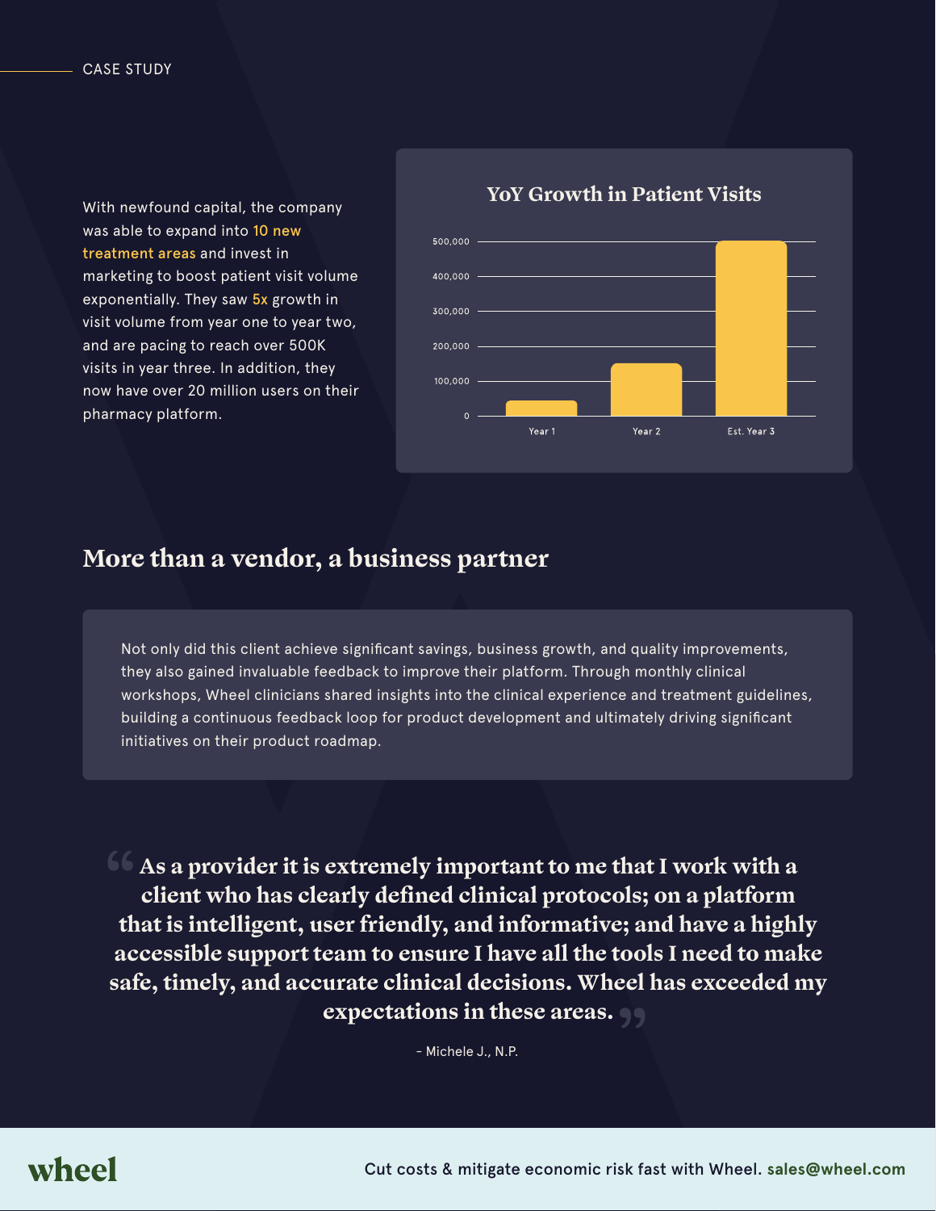CASE STUDY

With newfound capital, the company was able to expand into 10 new treatment areas and invest in marketing to boost patient visit volume exponentially. They saw 5x growth in visit volume from year one to year two, and are pacing to reach over 500K visits in year three. In addition, they now have over 20 million users on their pharmacy platform.

**YoY Growth in Patient Visits**

| | Year 1 | Year 2 | Est. Year 3 |
|---|---|---|---|
| Patient Visits | ~45,000 | ~150,000 | ~500,000 |

## More than a vendor, a business partner

Not only did this client achieve significant savings, business growth, and quality improvements, they also gained invaluable feedback to improve their platform. Through monthly clinical workshops, Wheel clinicians shared insights into the clinical experience and treatment guidelines, building a continuous feedback loop for product development and ultimately driving significant initiatives on their product roadmap.

> **"As a provider it is extremely important to me that I work with a client who has clearly defined clinical protocols; on a platform that is intelligent, user friendly, and informative; and have a highly accessible support team to ensure I have all the tools I need to make safe, timely, and accurate clinical decisions. Wheel has exceeded my expectations in these areas."**
>
> – Michele J., N.P.

wheel

Cut costs & mitigate economic risk fast with Wheel. sales@wheel.com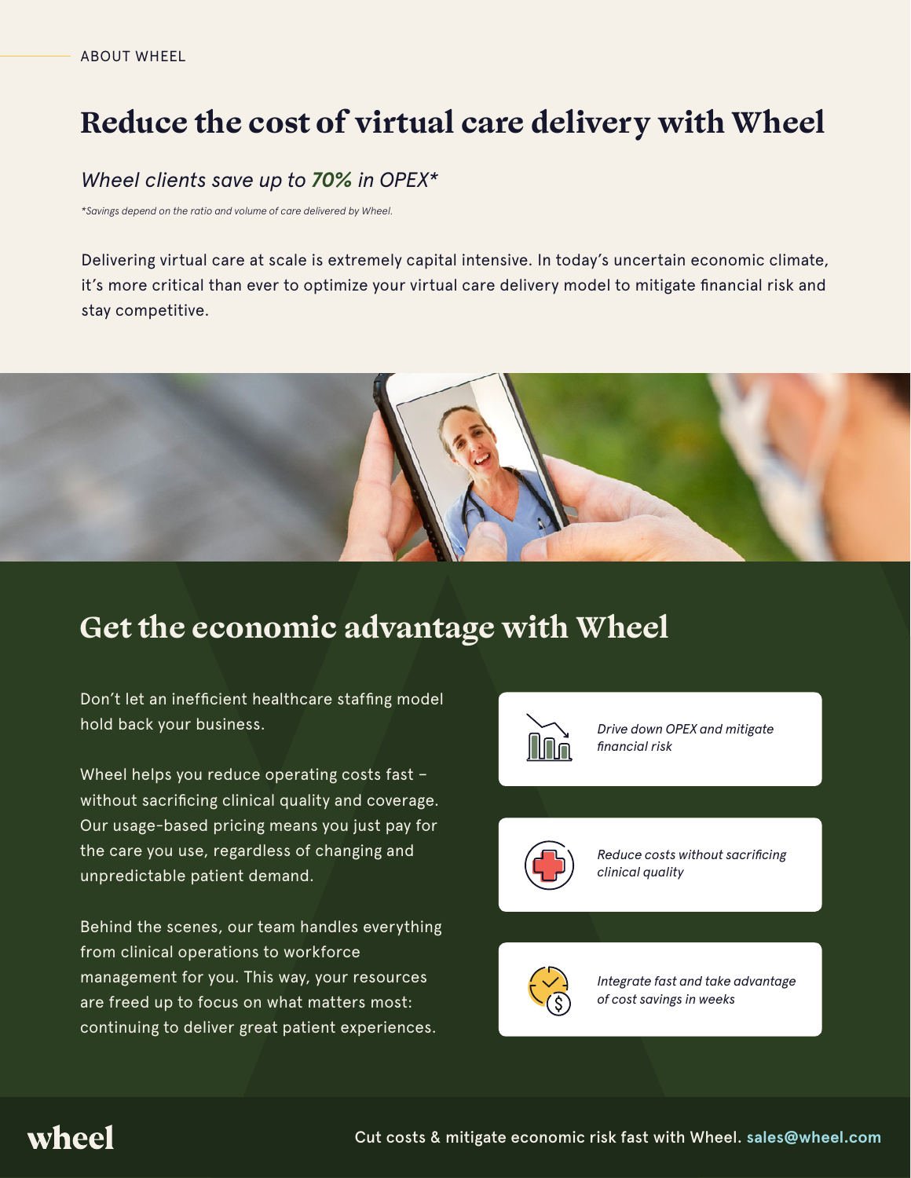ABOUT WHEEL

# Reduce the cost of virtual care delivery with Wheel

*Wheel clients save up to **70%** in OPEX**

*\*Savings depend on the ratio and volume of care delivered by Wheel.*

Delivering virtual care at scale is extremely capital intensive. In today's uncertain economic climate, it's more critical than ever to optimize your virtual care delivery model to mitigate financial risk and stay competitive.

## Get the economic advantage with Wheel

Don't let an inefficient healthcare staffing model hold back your business.

Wheel helps you reduce operating costs fast – without sacrificing clinical quality and coverage. Our usage-based pricing means you just pay for the care you use, regardless of changing and unpredictable patient demand.

Behind the scenes, our team handles everything from clinical operations to workforce management for you. This way, your resources are freed up to focus on what matters most: continuing to deliver great patient experiences.

- *Drive down OPEX and mitigate financial risk*
- *Reduce costs without sacrificing clinical quality*
- *Integrate fast and take advantage of cost savings in weeks*

wheel

Cut costs & mitigate economic risk fast with Wheel. sales@wheel.com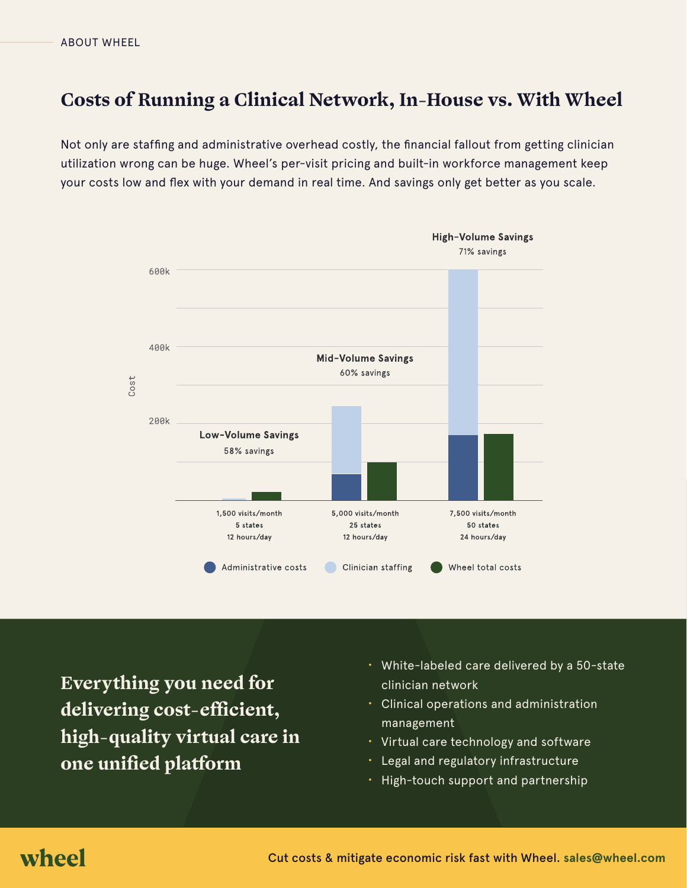ABOUT WHEEL

## Costs of Running a Clinical Network, In-House vs. With Wheel

Not only are staffing and administrative overhead costly, the financial fallout from getting clinician utilization wrong can be huge. Wheel's per-visit pricing and built-in workforce management keep your costs low and flex with your demand in real time. And savings only get better as you scale.

High-Volume Savings
71% savings

Mid-Volume Savings
60% savings

Low-Volume Savings
58% savings

600k
400k
200k
Cost

1,500 visits/month
5 states
12 hours/day

5,000 visits/month
25 states
12 hours/day

7,500 visits/month
50 states
24 hours/day

Administrative costs
Clinician staffing
Wheel total costs

**Everything you need for delivering cost-efficient, high-quality virtual care in one unified platform**

- White-labeled care delivered by a 50-state clinician network
- Clinical operations and administration management
- Virtual care technology and software
- Legal and regulatory infrastructure
- High-touch support and partnership

wheel

Cut costs & mitigate economic risk fast with Wheel. sales@wheel.com